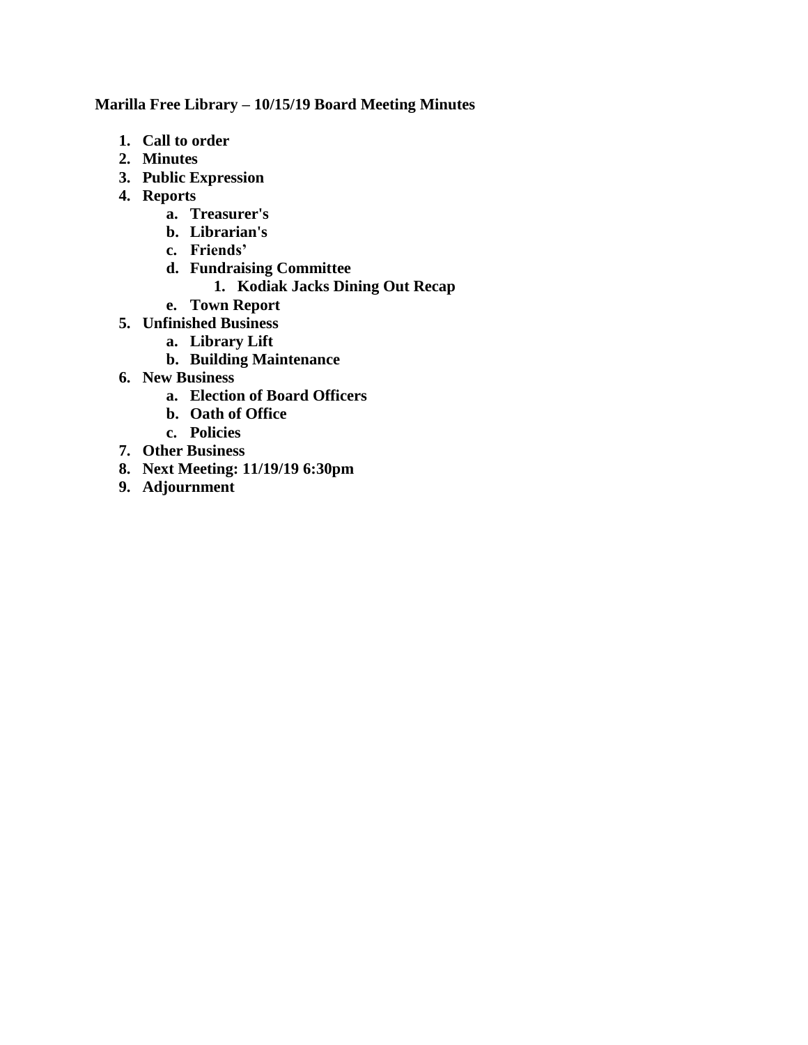**Marilla Free Library – 10/15/19 Board Meeting Minutes**

1. **Call to order**
2. **Minutes**
3. **Public Expression**
4. **Reports**
    a. **Treasurer's**
    b. **Librarian's**
    c. **Friends'**
    d. **Fundraising Committee**
        1. **Kodiak Jacks Dining Out Recap**
    e. **Town Report**
5. **Unfinished Business**
    a. **Library Lift**
    b. **Building Maintenance**
6. **New Business**
    a. **Election of Board Officers**
    b. **Oath of Office**
    c. **Policies**
7. **Other Business**
8. **Next Meeting: 11/19/19 6:30pm**
9. **Adjournment**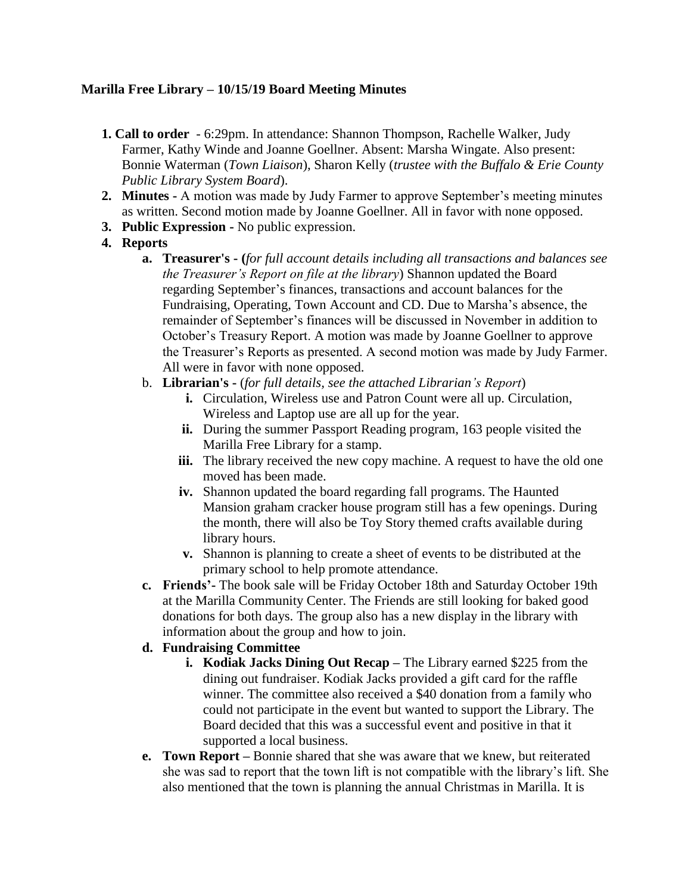**Marilla Free Library – 10/15/19 Board Meeting Minutes**

1. **Call to order** - 6:29pm. In attendance: Shannon Thompson, Rachelle Walker, Judy Farmer, Kathy Winde and Joanne Goellner. Absent: Marsha Wingate. Also present: Bonnie Waterman (*Town Liaison*), Sharon Kelly (*trustee with the Buffalo & Erie County Public Library System Board*).
2. **Minutes -** A motion was made by Judy Farmer to approve September's meeting minutes as written. Second motion made by Joanne Goellner. All in favor with none opposed.
3. **Public Expression -** No public expression.
4. **Reports**
   a. **Treasurer's - (***for full account details including all transactions and balances see the Treasurer's Report on file at the library*) Shannon updated the Board regarding September's finances, transactions and account balances for the Fundraising, Operating, Town Account and CD. Due to Marsha's absence, the remainder of September's finances will be discussed in November in addition to October's Treasury Report. A motion was made by Joanne Goellner to approve the Treasurer's Reports as presented. A second motion was made by Judy Farmer. All were in favor with none opposed.
   b. **Librarian's -** (*for full details, see the attached Librarian's Report*)
      i. Circulation, Wireless use and Patron Count were all up. Circulation, Wireless and Laptop use are all up for the year.
      ii. During the summer Passport Reading program, 163 people visited the Marilla Free Library for a stamp.
      iii. The library received the new copy machine. A request to have the old one moved has been made.
      iv. Shannon updated the board regarding fall programs. The Haunted Mansion graham cracker house program still has a few openings. During the month, there will also be Toy Story themed crafts available during library hours.
      v. Shannon is planning to create a sheet of events to be distributed at the primary school to help promote attendance.
   c. **Friends'-** The book sale will be Friday October 18th and Saturday October 19th at the Marilla Community Center. The Friends are still looking for baked good donations for both days. The group also has a new display in the library with information about the group and how to join.
   d. **Fundraising Committee**
      i. **Kodiak Jacks Dining Out Recap –** The Library earned $225 from the dining out fundraiser. Kodiak Jacks provided a gift card for the raffle winner. The committee also received a $40 donation from a family who could not participate in the event but wanted to support the Library. The Board decided that this was a successful event and positive in that it supported a local business.
   e. **Town Report –** Bonnie shared that she was aware that we knew, but reiterated she was sad to report that the town lift is not compatible with the library's lift. She also mentioned that the town is planning the annual Christmas in Marilla. It is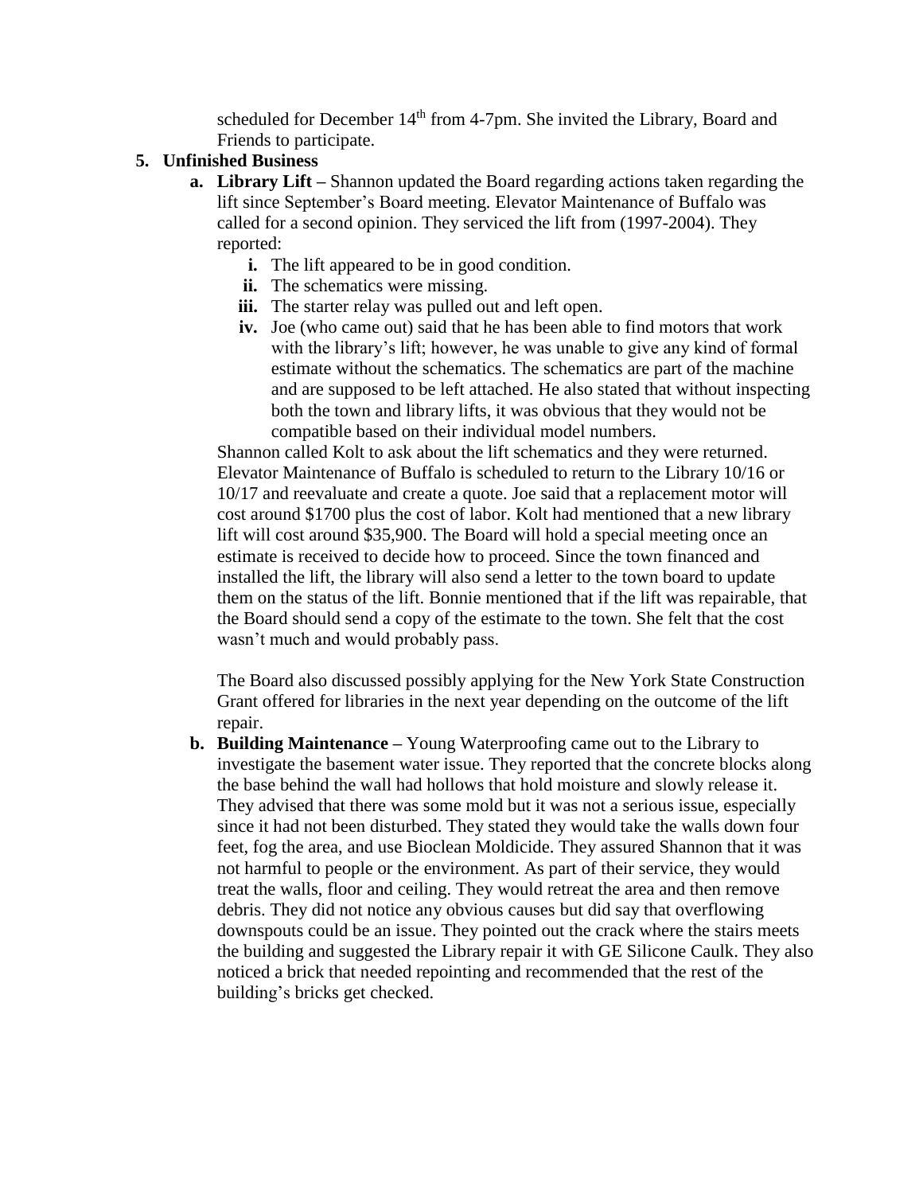scheduled for December 14th from 4-7pm. She invited the Library, Board and Friends to participate.

5. **Unfinished Business**
   a. **Library Lift –** Shannon updated the Board regarding actions taken regarding the lift since September's Board meeting. Elevator Maintenance of Buffalo was called for a second opinion. They serviced the lift from (1997-2004). They reported:
      i. The lift appeared to be in good condition.
      ii. The schematics were missing.
      iii. The starter relay was pulled out and left open.
      iv. Joe (who came out) said that he has been able to find motors that work with the library's lift; however, he was unable to give any kind of formal estimate without the schematics. The schematics are part of the machine and are supposed to be left attached. He also stated that without inspecting both the town and library lifts, it was obvious that they would not be compatible based on their individual model numbers.

      Shannon called Kolt to ask about the lift schematics and they were returned. Elevator Maintenance of Buffalo is scheduled to return to the Library 10/16 or 10/17 and reevaluate and create a quote. Joe said that a replacement motor will cost around $1700 plus the cost of labor. Kolt had mentioned that a new library lift will cost around $35,900. The Board will hold a special meeting once an estimate is received to decide how to proceed. Since the town financed and installed the lift, the library will also send a letter to the town board to update them on the status of the lift. Bonnie mentioned that if the lift was repairable, that the Board should send a copy of the estimate to the town. She felt that the cost wasn't much and would probably pass.

      The Board also discussed possibly applying for the New York State Construction Grant offered for libraries in the next year depending on the outcome of the lift repair.

   b. **Building Maintenance –** Young Waterproofing came out to the Library to investigate the basement water issue. They reported that the concrete blocks along the base behind the wall had hollows that hold moisture and slowly release it. They advised that there was some mold but it was not a serious issue, especially since it had not been disturbed. They stated they would take the walls down four feet, fog the area, and use Bioclean Moldicide. They assured Shannon that it was not harmful to people or the environment. As part of their service, they would treat the walls, floor and ceiling. They would retreat the area and then remove debris. They did not notice any obvious causes but did say that overflowing downspouts could be an issue. They pointed out the crack where the stairs meets the building and suggested the Library repair it with GE Silicone Caulk. They also noticed a brick that needed repointing and recommended that the rest of the building's bricks get checked.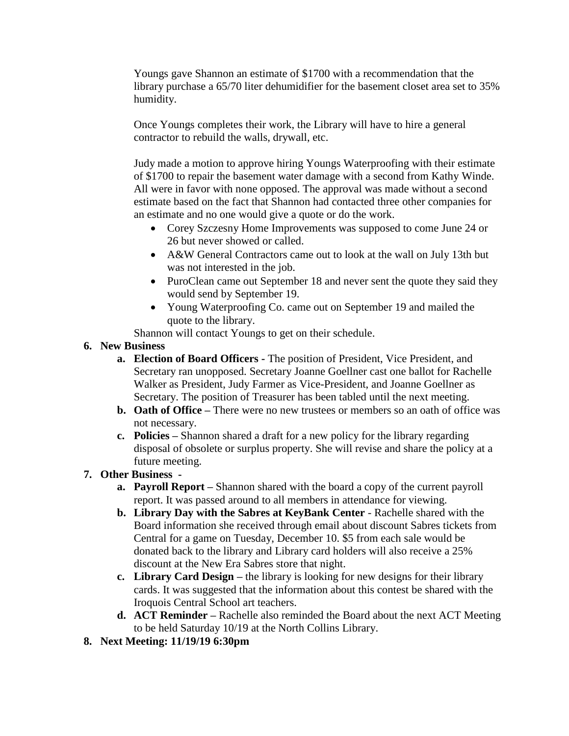Youngs gave Shannon an estimate of $1700 with a recommendation that the library purchase a 65/70 liter dehumidifier for the basement closet area set to 35% humidity.

Once Youngs completes their work, the Library will have to hire a general contractor to rebuild the walls, drywall, etc.

Judy made a motion to approve hiring Youngs Waterproofing with their estimate of $1700 to repair the basement water damage with a second from Kathy Winde. All were in favor with none opposed. The approval was made without a second estimate based on the fact that Shannon had contacted three other companies for an estimate and no one would give a quote or do the work.

- Corey Szczesny Home Improvements was supposed to come June 24 or 26 but never showed or called.
- A&W General Contractors came out to look at the wall on July 13th but was not interested in the job.
- PuroClean came out September 18 and never sent the quote they said they would send by September 19.
- Young Waterproofing Co. came out on September 19 and mailed the quote to the library.

Shannon will contact Youngs to get on their schedule.

6. **New Business**
   a. **Election of Board Officers -** The position of President, Vice President, and Secretary ran unopposed. Secretary Joanne Goellner cast one ballot for Rachelle Walker as President, Judy Farmer as Vice-President, and Joanne Goellner as Secretary. The position of Treasurer has been tabled until the next meeting.
   b. **Oath of Office –** There were no new trustees or members so an oath of office was not necessary.
   c. **Policies –** Shannon shared a draft for a new policy for the library regarding disposal of obsolete or surplus property. She will revise and share the policy at a future meeting.
7. **Other Business** -
   a. **Payroll Report –** Shannon shared with the board a copy of the current payroll report. It was passed around to all members in attendance for viewing.
   b. **Library Day with the Sabres at KeyBank Center** - Rachelle shared with the Board information she received through email about discount Sabres tickets from Central for a game on Tuesday, December 10. $5 from each sale would be donated back to the library and Library card holders will also receive a 25% discount at the New Era Sabres store that night.
   c. **Library Card Design –** the library is looking for new designs for their library cards. It was suggested that the information about this contest be shared with the Iroquois Central School art teachers.
   d. **ACT Reminder –** Rachelle also reminded the Board about the next ACT Meeting to be held Saturday 10/19 at the North Collins Library.
8. **Next Meeting: 11/19/19 6:30pm**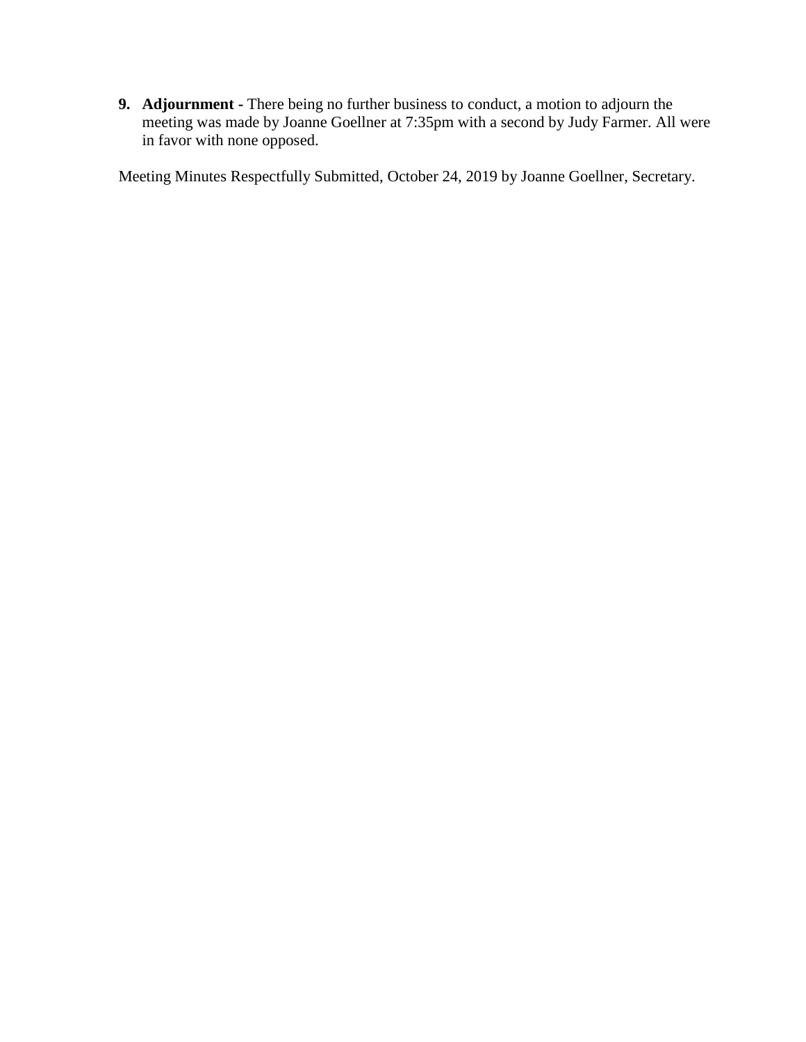9. **Adjournment -** There being no further business to conduct, a motion to adjourn the meeting was made by Joanne Goellner at 7:35pm with a second by Judy Farmer. All were in favor with none opposed.

Meeting Minutes Respectfully Submitted, October 24, 2019 by Joanne Goellner, Secretary.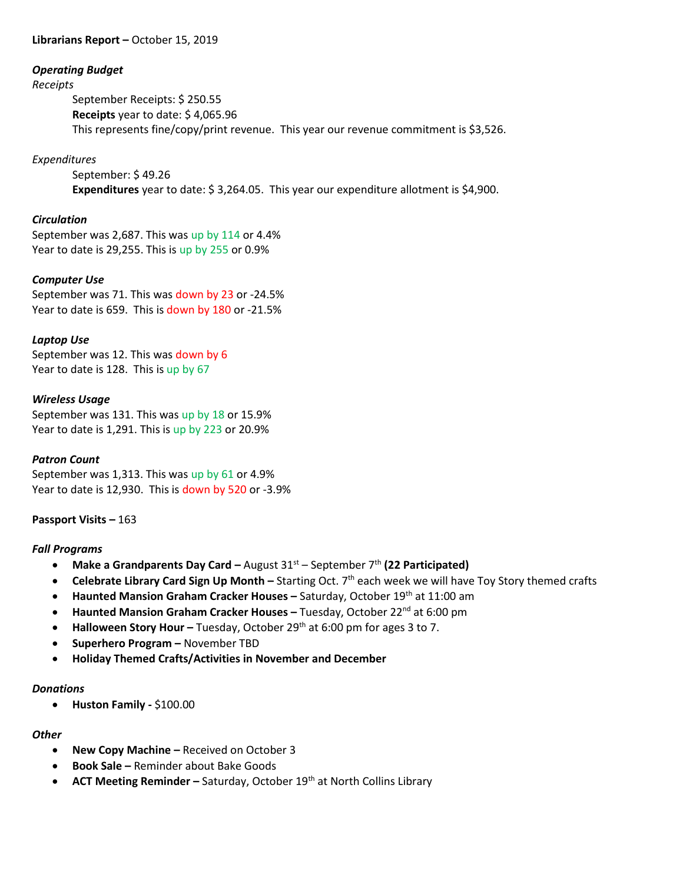**Librarians Report –** October 15, 2019

***Operating Budget***

*Receipts*

September Receipts: $ 250.55
**Receipts** year to date: $ 4,065.96
This represents fine/copy/print revenue. This year our revenue commitment is $3,526.

*Expenditures*

September: $ 49.26
**Expenditures** year to date: $ 3,264.05. This year our expenditure allotment is $4,900.

***Circulation***

September was 2,687. This was up by 114 or 4.4%
Year to date is 29,255. This is up by 255 or 0.9%

***Computer Use***

September was 71. This was down by 23 or -24.5%
Year to date is 659. This is down by 180 or -21.5%

***Laptop Use***

September was 12. This was down by 6
Year to date is 128. This is up by 67

***Wireless Usage***

September was 131. This was up by 18 or 15.9%
Year to date is 1,291. This is up by 223 or 20.9%

***Patron Count***

September was 1,313. This was up by 61 or 4.9%
Year to date is 12,930. This is down by 520 or -3.9%

**Passport Visits –** 163

***Fall Programs***

- **Make a Grandparents Day Card –** August 31st – September 7th **(22 Participated)**
- **Celebrate Library Card Sign Up Month –** Starting Oct. 7th each week we will have Toy Story themed crafts
- **Haunted Mansion Graham Cracker Houses –** Saturday, October 19th at 11:00 am
- **Haunted Mansion Graham Cracker Houses –** Tuesday, October 22nd at 6:00 pm
- **Halloween Story Hour –** Tuesday, October 29th at 6:00 pm for ages 3 to 7.
- **Superhero Program –** November TBD
- **Holiday Themed Crafts/Activities in November and December**

***Donations***

- **Huston Family -** $100.00

***Other***

- **New Copy Machine –** Received on October 3
- **Book Sale –** Reminder about Bake Goods
- **ACT Meeting Reminder –** Saturday, October 19th at North Collins Library